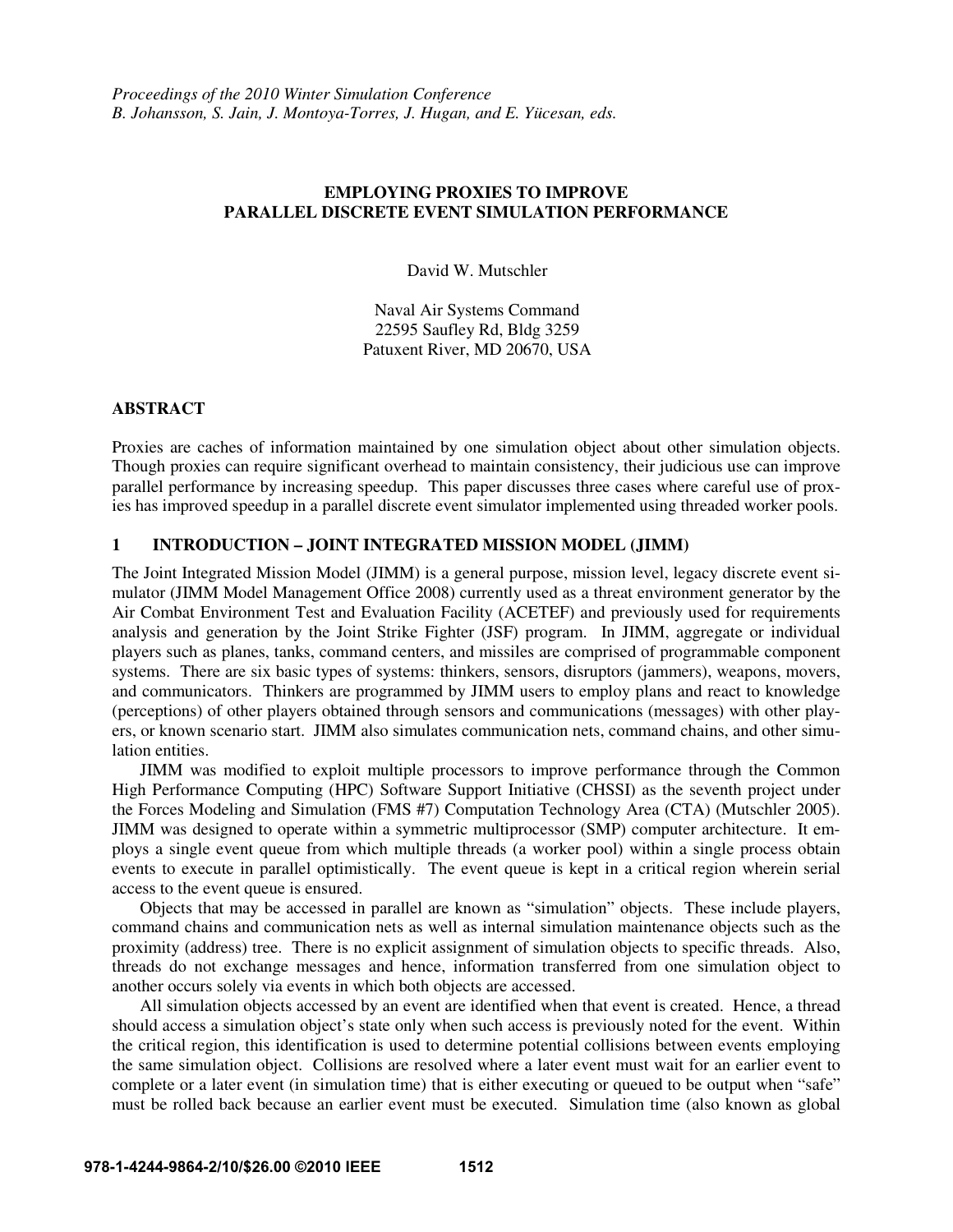*Proceedings of the 2010 Winter Simulation Conference*
*B. Johansson, S. Jain, J. Montoya-Torres, J. Hugan, and E. Yücesan, eds.*

# EMPLOYING PROXIES TO IMPROVE PARALLEL DISCRETE EVENT SIMULATION PERFORMANCE

David W. Mutschler

Naval Air Systems Command
22595 Saufley Rd, Bldg 3259
Patuxent River, MD 20670, USA

## ABSTRACT

Proxies are caches of information maintained by one simulation object about other simulation objects. Though proxies can require significant overhead to maintain consistency, their judicious use can improve parallel performance by increasing speedup. This paper discusses three cases where careful use of proxies has improved speedup in a parallel discrete event simulator implemented using threaded worker pools.

## 1 INTRODUCTION – JOINT INTEGRATED MISSION MODEL (JIMM)

The Joint Integrated Mission Model (JIMM) is a general purpose, mission level, legacy discrete event simulator (JIMM Model Management Office 2008) currently used as a threat environment generator by the Air Combat Environment Test and Evaluation Facility (ACETEF) and previously used for requirements analysis and generation by the Joint Strike Fighter (JSF) program. In JIMM, aggregate or individual players such as planes, tanks, command centers, and missiles are comprised of programmable component systems. There are six basic types of systems: thinkers, sensors, disruptors (jammers), weapons, movers, and communicators. Thinkers are programmed by JIMM users to employ plans and react to knowledge (perceptions) of other players obtained through sensors and communications (messages) with other players, or known scenario start. JIMM also simulates communication nets, command chains, and other simulation entities.

JIMM was modified to exploit multiple processors to improve performance through the Common High Performance Computing (HPC) Software Support Initiative (CHSSI) as the seventh project under the Forces Modeling and Simulation (FMS #7) Computation Technology Area (CTA) (Mutschler 2005). JIMM was designed to operate within a symmetric multiprocessor (SMP) computer architecture. It employs a single event queue from which multiple threads (a worker pool) within a single process obtain events to execute in parallel optimistically. The event queue is kept in a critical region wherein serial access to the event queue is ensured.

Objects that may be accessed in parallel are known as "simulation" objects. These include players, command chains and communication nets as well as internal simulation maintenance objects such as the proximity (address) tree. There is no explicit assignment of simulation objects to specific threads. Also, threads do not exchange messages and hence, information transferred from one simulation object to another occurs solely via events in which both objects are accessed.

All simulation objects accessed by an event are identified when that event is created. Hence, a thread should access a simulation object's state only when such access is previously noted for the event. Within the critical region, this identification is used to determine potential collisions between events employing the same simulation object. Collisions are resolved where a later event must wait for an earlier event to complete or a later event (in simulation time) that is either executing or queued to be output when "safe" must be rolled back because an earlier event must be executed. Simulation time (also known as global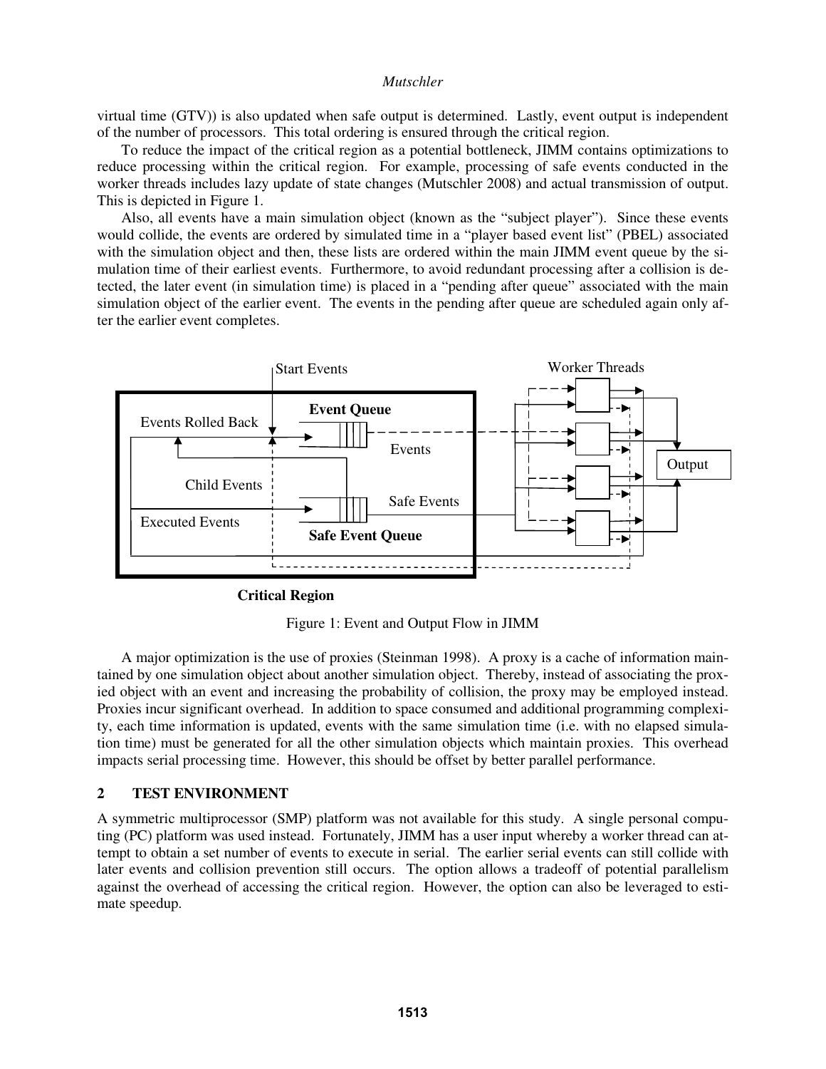virtual time (GTV)) is also updated when safe output is determined. Lastly, event output is independent of the number of processors. This total ordering is ensured through the critical region.

To reduce the impact of the critical region as a potential bottleneck, JIMM contains optimizations to reduce processing within the critical region. For example, processing of safe events conducted in the worker threads includes lazy update of state changes (Mutschler 2008) and actual transmission of output. This is depicted in Figure 1.

Also, all events have a main simulation object (known as the "subject player"). Since these events would collide, the events are ordered by simulated time in a "player based event list" (PBEL) associated with the simulation object and then, these lists are ordered within the main JIMM event queue by the simulation time of their earliest events. Furthermore, to avoid redundant processing after a collision is detected, the later event (in simulation time) is placed in a "pending after queue" associated with the main simulation object of the earlier event. The events in the pending after queue are scheduled again only after the earlier event completes.

Start Events

Worker Threads

Event Queue

Events Rolled Back

Events

Output

Child Events

Safe Events

Executed Events

Safe Event Queue

Critical Region

Figure 1: Event and Output Flow in JIMM

A major optimization is the use of proxies (Steinman 1998). A proxy is a cache of information maintained by one simulation object about another simulation object. Thereby, instead of associating the proxied object with an event and increasing the probability of collision, the proxy may be employed instead. Proxies incur significant overhead. In addition to space consumed and additional programming complexity, each time information is updated, events with the same simulation time (i.e. with no elapsed simulation time) must be generated for all the other simulation objects which maintain proxies. This overhead impacts serial processing time. However, this should be offset by better parallel performance.

## 2 TEST ENVIRONMENT

A symmetric multiprocessor (SMP) platform was not available for this study. A single personal computing (PC) platform was used instead. Fortunately, JIMM has a user input whereby a worker thread can attempt to obtain a set number of events to execute in serial. The earlier serial events can still collide with later events and collision prevention still occurs. The option allows a tradeoff of potential parallelism against the overhead of accessing the critical region. However, the option can also be leveraged to estimate speedup.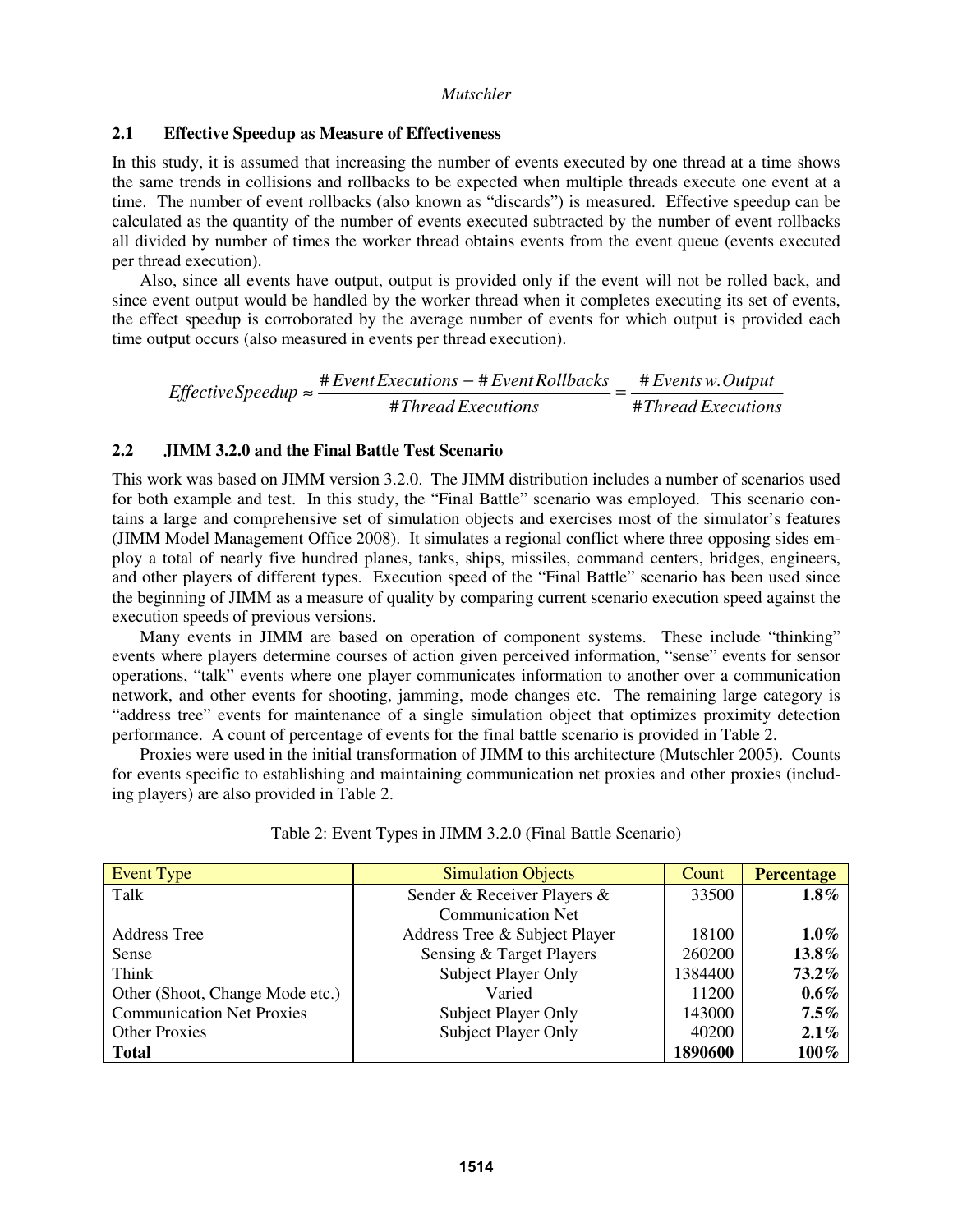### 2.1 Effective Speedup as Measure of Effectiveness

In this study, it is assumed that increasing the number of events executed by one thread at a time shows the same trends in collisions and rollbacks to be expected when multiple threads execute one event at a time. The number of event rollbacks (also known as "discards") is measured. Effective speedup can be calculated as the quantity of the number of events executed subtracted by the number of event rollbacks all divided by number of times the worker thread obtains events from the event queue (events executed per thread execution).

Also, since all events have output, output is provided only if the event will not be rolled back, and since event output would be handled by the worker thread when it completes executing its set of events, the effect speedup is corroborated by the average number of events for which output is provided each time output occurs (also measured in events per thread execution).

$$EffectiveSpeedup \approx \frac{\#\,Event\,Executions - \#\,Event\,Rollbacks}{\#Thread\,Executions} = \frac{\#\,Events\,w.Output}{\#Thread\,Executions}$$

### 2.2 JIMM 3.2.0 and the Final Battle Test Scenario

This work was based on JIMM version 3.2.0. The JIMM distribution includes a number of scenarios used for both example and test. In this study, the "Final Battle" scenario was employed. This scenario contains a large and comprehensive set of simulation objects and exercises most of the simulator's features (JIMM Model Management Office 2008). It simulates a regional conflict where three opposing sides employ a total of nearly five hundred planes, tanks, ships, missiles, command centers, bridges, engineers, and other players of different types. Execution speed of the "Final Battle" scenario has been used since the beginning of JIMM as a measure of quality by comparing current scenario execution speed against the execution speeds of previous versions.

Many events in JIMM are based on operation of component systems. These include "thinking" events where players determine courses of action given perceived information, "sense" events for sensor operations, "talk" events where one player communicates information to another over a communication network, and other events for shooting, jamming, mode changes etc. The remaining large category is "address tree" events for maintenance of a single simulation object that optimizes proximity detection performance. A count of percentage of events for the final battle scenario is provided in Table 2.

Proxies were used in the initial transformation of JIMM to this architecture (Mutschler 2005). Counts for events specific to establishing and maintaining communication net proxies and other proxies (including players) are also provided in Table 2.

Table 2: Event Types in JIMM 3.2.0 (Final Battle Scenario)

| Event Type | Simulation Objects | Count | **Percentage** |
|---|---|---|---|
| Talk | Sender & Receiver Players & Communication Net | 33500 | **1.8%** |
| Address Tree | Address Tree & Subject Player | 18100 | **1.0%** |
| Sense | Sensing & Target Players | 260200 | **13.8%** |
| Think | Subject Player Only | 1384400 | **73.2%** |
| Other (Shoot, Change Mode etc.) | Varied | 11200 | **0.6%** |
| Communication Net Proxies | Subject Player Only | 143000 | **7.5%** |
| Other Proxies | Subject Player Only | 40200 | **2.1%** |
| **Total** | | **1890600** | **100%** |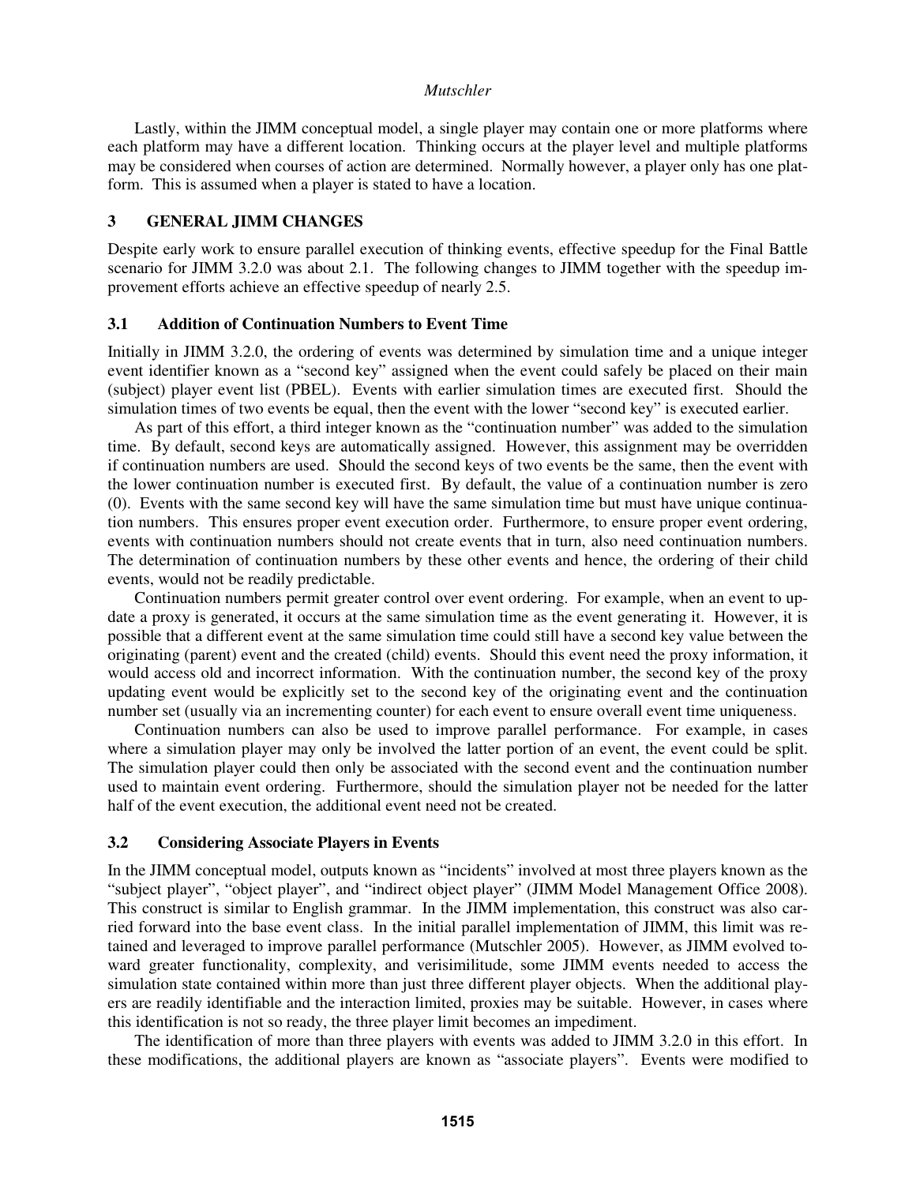Lastly, within the JIMM conceptual model, a single player may contain one or more platforms where each platform may have a different location. Thinking occurs at the player level and multiple platforms may be considered when courses of action are determined. Normally however, a player only has one platform. This is assumed when a player is stated to have a location.

## 3 GENERAL JIMM CHANGES

Despite early work to ensure parallel execution of thinking events, effective speedup for the Final Battle scenario for JIMM 3.2.0 was about 2.1. The following changes to JIMM together with the speedup improvement efforts achieve an effective speedup of nearly 2.5.

### 3.1 Addition of Continuation Numbers to Event Time

Initially in JIMM 3.2.0, the ordering of events was determined by simulation time and a unique integer event identifier known as a "second key" assigned when the event could safely be placed on their main (subject) player event list (PBEL). Events with earlier simulation times are executed first. Should the simulation times of two events be equal, then the event with the lower "second key" is executed earlier.

As part of this effort, a third integer known as the "continuation number" was added to the simulation time. By default, second keys are automatically assigned. However, this assignment may be overridden if continuation numbers are used. Should the second keys of two events be the same, then the event with the lower continuation number is executed first. By default, the value of a continuation number is zero (0). Events with the same second key will have the same simulation time but must have unique continuation numbers. This ensures proper event execution order. Furthermore, to ensure proper event ordering, events with continuation numbers should not create events that in turn, also need continuation numbers. The determination of continuation numbers by these other events and hence, the ordering of their child events, would not be readily predictable.

Continuation numbers permit greater control over event ordering. For example, when an event to update a proxy is generated, it occurs at the same simulation time as the event generating it. However, it is possible that a different event at the same simulation time could still have a second key value between the originating (parent) event and the created (child) events. Should this event need the proxy information, it would access old and incorrect information. With the continuation number, the second key of the proxy updating event would be explicitly set to the second key of the originating event and the continuation number set (usually via an incrementing counter) for each event to ensure overall event time uniqueness.

Continuation numbers can also be used to improve parallel performance. For example, in cases where a simulation player may only be involved the latter portion of an event, the event could be split. The simulation player could then only be associated with the second event and the continuation number used to maintain event ordering. Furthermore, should the simulation player not be needed for the latter half of the event execution, the additional event need not be created.

### 3.2 Considering Associate Players in Events

In the JIMM conceptual model, outputs known as "incidents" involved at most three players known as the "subject player", "object player", and "indirect object player" (JIMM Model Management Office 2008). This construct is similar to English grammar. In the JIMM implementation, this construct was also carried forward into the base event class. In the initial parallel implementation of JIMM, this limit was retained and leveraged to improve parallel performance (Mutschler 2005). However, as JIMM evolved toward greater functionality, complexity, and verisimilitude, some JIMM events needed to access the simulation state contained within more than just three different player objects. When the additional players are readily identifiable and the interaction limited, proxies may be suitable. However, in cases where this identification is not so ready, the three player limit becomes an impediment.

The identification of more than three players with events was added to JIMM 3.2.0 in this effort. In these modifications, the additional players are known as "associate players". Events were modified to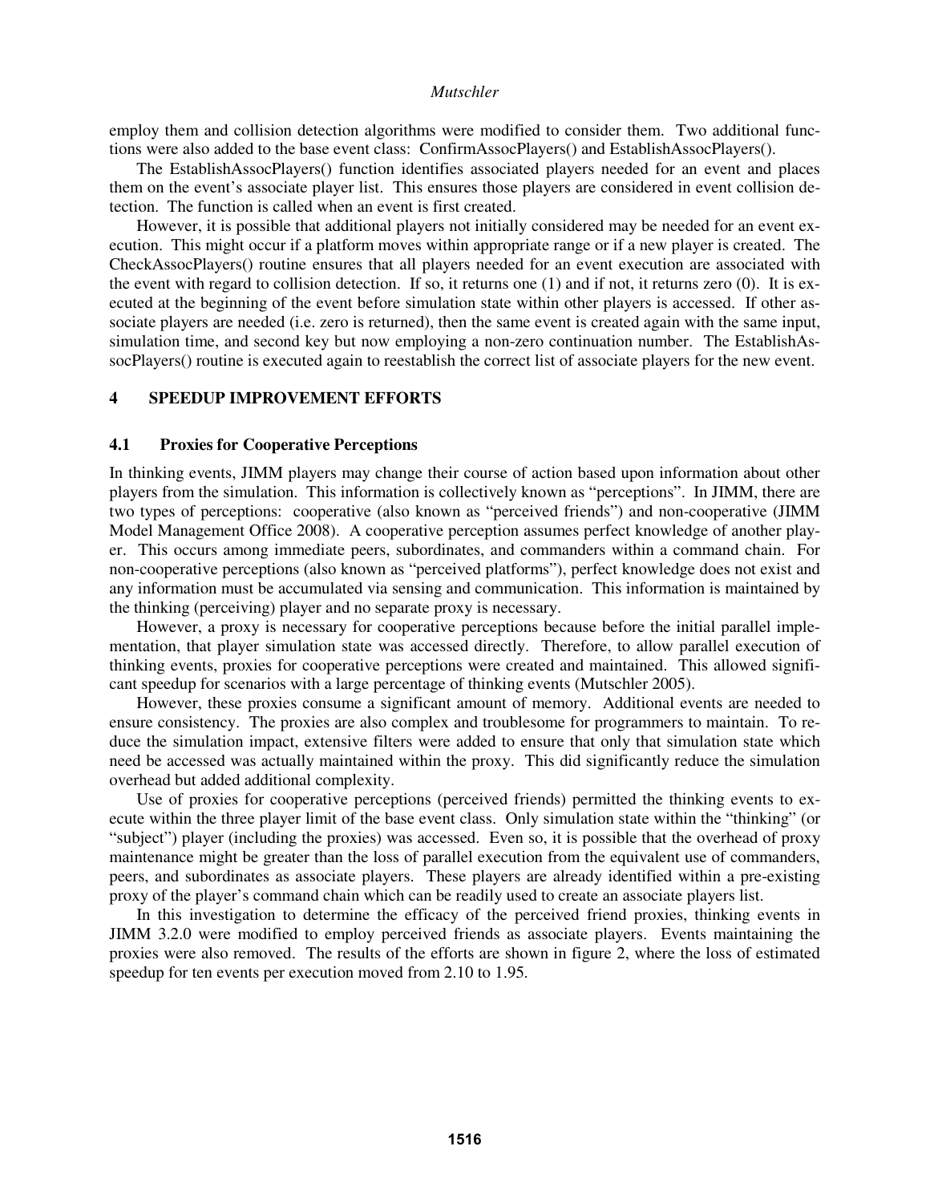employ them and collision detection algorithms were modified to consider them. Two additional functions were also added to the base event class: ConfirmAssocPlayers() and EstablishAssocPlayers().

The EstablishAssocPlayers() function identifies associated players needed for an event and places them on the event's associate player list. This ensures those players are considered in event collision detection. The function is called when an event is first created.

However, it is possible that additional players not initially considered may be needed for an event execution. This might occur if a platform moves within appropriate range or if a new player is created. The CheckAssocPlayers() routine ensures that all players needed for an event execution are associated with the event with regard to collision detection. If so, it returns one (1) and if not, it returns zero (0). It is executed at the beginning of the event before simulation state within other players is accessed. If other associate players are needed (i.e. zero is returned), then the same event is created again with the same input, simulation time, and second key but now employing a non-zero continuation number. The EstablishAssocPlayers() routine is executed again to reestablish the correct list of associate players for the new event.

## 4 SPEEDUP IMPROVEMENT EFFORTS

### 4.1 Proxies for Cooperative Perceptions

In thinking events, JIMM players may change their course of action based upon information about other players from the simulation. This information is collectively known as "perceptions". In JIMM, there are two types of perceptions: cooperative (also known as "perceived friends") and non-cooperative (JIMM Model Management Office 2008). A cooperative perception assumes perfect knowledge of another player. This occurs among immediate peers, subordinates, and commanders within a command chain. For non-cooperative perceptions (also known as "perceived platforms"), perfect knowledge does not exist and any information must be accumulated via sensing and communication. This information is maintained by the thinking (perceiving) player and no separate proxy is necessary.

However, a proxy is necessary for cooperative perceptions because before the initial parallel implementation, that player simulation state was accessed directly. Therefore, to allow parallel execution of thinking events, proxies for cooperative perceptions were created and maintained. This allowed significant speedup for scenarios with a large percentage of thinking events (Mutschler 2005).

However, these proxies consume a significant amount of memory. Additional events are needed to ensure consistency. The proxies are also complex and troublesome for programmers to maintain. To reduce the simulation impact, extensive filters were added to ensure that only that simulation state which need be accessed was actually maintained within the proxy. This did significantly reduce the simulation overhead but added additional complexity.

Use of proxies for cooperative perceptions (perceived friends) permitted the thinking events to execute within the three player limit of the base event class. Only simulation state within the "thinking" (or "subject") player (including the proxies) was accessed. Even so, it is possible that the overhead of proxy maintenance might be greater than the loss of parallel execution from the equivalent use of commanders, peers, and subordinates as associate players. These players are already identified within a pre-existing proxy of the player's command chain which can be readily used to create an associate players list.

In this investigation to determine the efficacy of the perceived friend proxies, thinking events in JIMM 3.2.0 were modified to employ perceived friends as associate players. Events maintaining the proxies were also removed. The results of the efforts are shown in figure 2, where the loss of estimated speedup for ten events per execution moved from 2.10 to 1.95.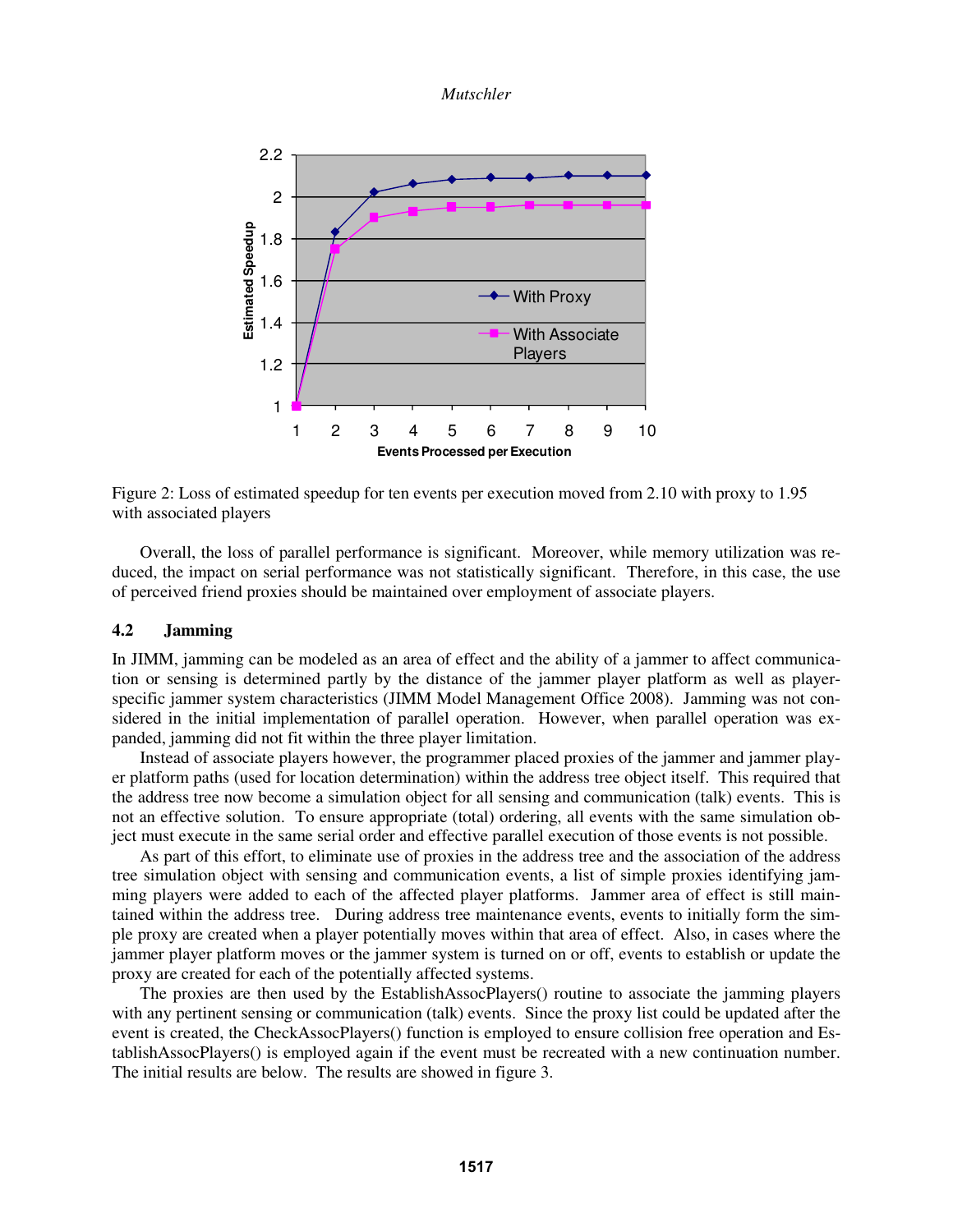Figure 2: Loss of estimated speedup for ten events per execution moved from 2.10 with proxy to 1.95 with associated players

Overall, the loss of parallel performance is significant. Moreover, while memory utilization was reduced, the impact on serial performance was not statistically significant. Therefore, in this case, the use of perceived friend proxies should be maintained over employment of associate players.

## 4.2 Jamming

In JIMM, jamming can be modeled as an area of effect and the ability of a jammer to affect communication or sensing is determined partly by the distance of the jammer player platform as well as player-specific jammer system characteristics (JIMM Model Management Office 2008). Jamming was not considered in the initial implementation of parallel operation. However, when parallel operation was expanded, jamming did not fit within the three player limitation.

Instead of associate players however, the programmer placed proxies of the jammer and jammer player platform paths (used for location determination) within the address tree object itself. This required that the address tree now become a simulation object for all sensing and communication (talk) events. This is not an effective solution. To ensure appropriate (total) ordering, all events with the same simulation object must execute in the same serial order and effective parallel execution of those events is not possible.

As part of this effort, to eliminate use of proxies in the address tree and the association of the address tree simulation object with sensing and communication events, a list of simple proxies identifying jamming players were added to each of the affected player platforms. Jammer area of effect is still maintained within the address tree. During address tree maintenance events, events to initially form the simple proxy are created when a player potentially moves within that area of effect. Also, in cases where the jammer player platform moves or the jammer system is turned on or off, events to establish or update the proxy are created for each of the potentially affected systems.

The proxies are then used by the EstablishAssocPlayers() routine to associate the jamming players with any pertinent sensing or communication (talk) events. Since the proxy list could be updated after the event is created, the CheckAssocPlayers() function is employed to ensure collision free operation and EstablishAssocPlayers() is employed again if the event must be recreated with a new continuation number. The initial results are below. The results are showed in figure 3.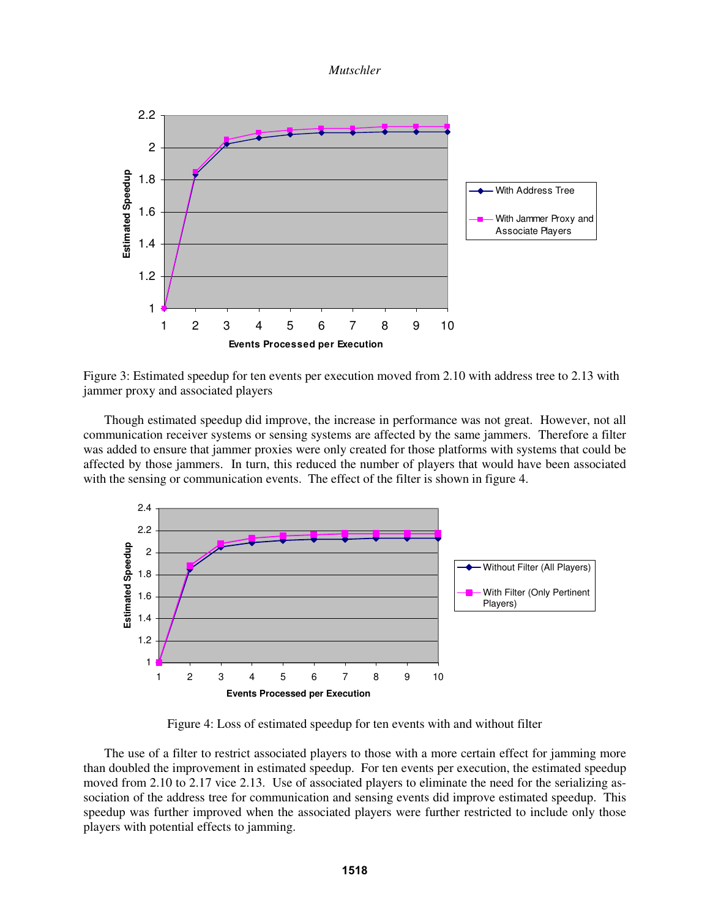Figure 3: Estimated speedup for ten events per execution moved from 2.10 with address tree to 2.13 with jammer proxy and associated players

Though estimated speedup did improve, the increase in performance was not great. However, not all communication receiver systems or sensing systems are affected by the same jammers. Therefore a filter was added to ensure that jammer proxies were only created for those platforms with systems that could be affected by those jammers. In turn, this reduced the number of players that would have been associated with the sensing or communication events. The effect of the filter is shown in figure 4.

Figure 4: Loss of estimated speedup for ten events with and without filter

The use of a filter to restrict associated players to those with a more certain effect for jamming more than doubled the improvement in estimated speedup. For ten events per execution, the estimated speedup moved from 2.10 to 2.17 vice 2.13. Use of associated players to eliminate the need for the serializing association of the address tree for communication and sensing events did improve estimated speedup. This speedup was further improved when the associated players were further restricted to include only those players with potential effects to jamming.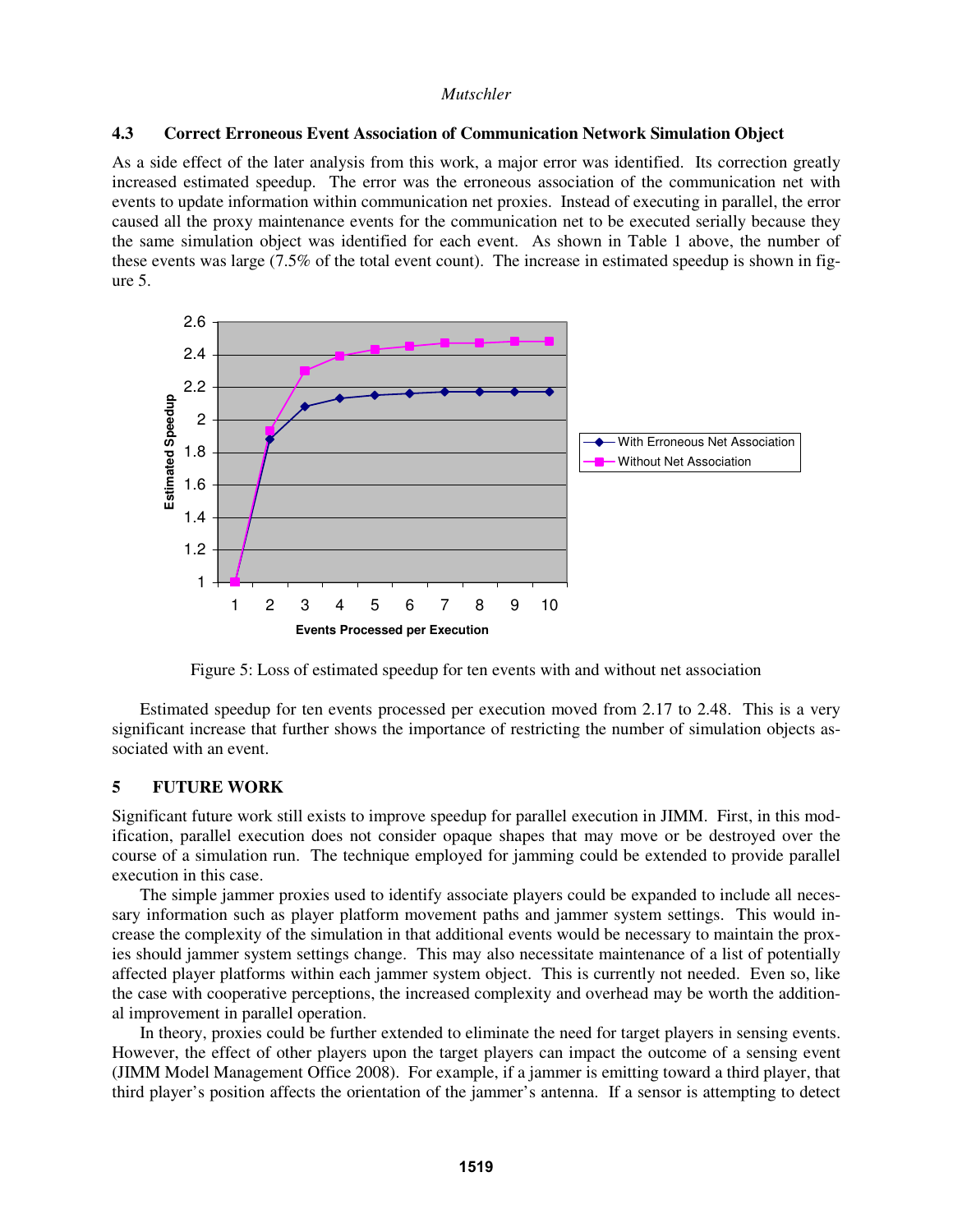### 4.3 Correct Erroneous Event Association of Communication Network Simulation Object

As a side effect of the later analysis from this work, a major error was identified. Its correction greatly increased estimated speedup. The error was the erroneous association of the communication net with events to update information within communication net proxies. Instead of executing in parallel, the error caused all the proxy maintenance events for the communication net to be executed serially because they the same simulation object was identified for each event. As shown in Table 1 above, the number of these events was large (7.5% of the total event count). The increase in estimated speedup is shown in figure 5.

Figure 5: Loss of estimated speedup for ten events with and without net association

Estimated speedup for ten events processed per execution moved from 2.17 to 2.48. This is a very significant increase that further shows the importance of restricting the number of simulation objects associated with an event.

## 5 FUTURE WORK

Significant future work still exists to improve speedup for parallel execution in JIMM. First, in this modification, parallel execution does not consider opaque shapes that may move or be destroyed over the course of a simulation run. The technique employed for jamming could be extended to provide parallel execution in this case.

The simple jammer proxies used to identify associate players could be expanded to include all necessary information such as player platform movement paths and jammer system settings. This would increase the complexity of the simulation in that additional events would be necessary to maintain the proxies should jammer system settings change. This may also necessitate maintenance of a list of potentially affected player platforms within each jammer system object. This is currently not needed. Even so, like the case with cooperative perceptions, the increased complexity and overhead may be worth the additional improvement in parallel operation.

In theory, proxies could be further extended to eliminate the need for target players in sensing events. However, the effect of other players upon the target players can impact the outcome of a sensing event (JIMM Model Management Office 2008). For example, if a jammer is emitting toward a third player, that third player's position affects the orientation of the jammer's antenna. If a sensor is attempting to detect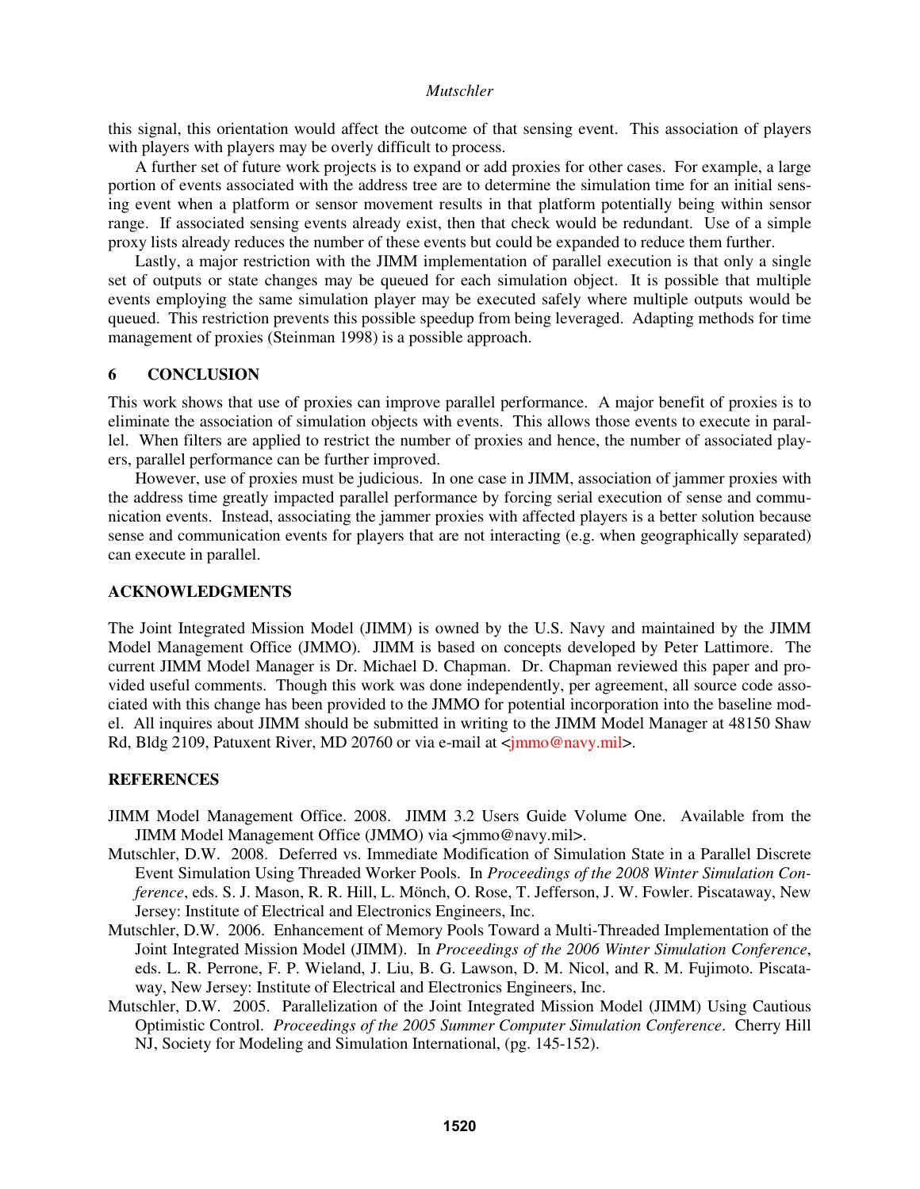this signal, this orientation would affect the outcome of that sensing event. This association of players with players with players may be overly difficult to process.

A further set of future work projects is to expand or add proxies for other cases. For example, a large portion of events associated with the address tree are to determine the simulation time for an initial sensing event when a platform or sensor movement results in that platform potentially being within sensor range. If associated sensing events already exist, then that check would be redundant. Use of a simple proxy lists already reduces the number of these events but could be expanded to reduce them further.

Lastly, a major restriction with the JIMM implementation of parallel execution is that only a single set of outputs or state changes may be queued for each simulation object. It is possible that multiple events employing the same simulation player may be executed safely where multiple outputs would be queued. This restriction prevents this possible speedup from being leveraged. Adapting methods for time management of proxies (Steinman 1998) is a possible approach.

## 6 CONCLUSION

This work shows that use of proxies can improve parallel performance. A major benefit of proxies is to eliminate the association of simulation objects with events. This allows those events to execute in parallel. When filters are applied to restrict the number of proxies and hence, the number of associated players, parallel performance can be further improved.

However, use of proxies must be judicious. In one case in JIMM, association of jammer proxies with the address time greatly impacted parallel performance by forcing serial execution of sense and communication events. Instead, associating the jammer proxies with affected players is a better solution because sense and communication events for players that are not interacting (e.g. when geographically separated) can execute in parallel.

## ACKNOWLEDGMENTS

The Joint Integrated Mission Model (JIMM) is owned by the U.S. Navy and maintained by the JIMM Model Management Office (JMMO). JIMM is based on concepts developed by Peter Lattimore. The current JIMM Model Manager is Dr. Michael D. Chapman. Dr. Chapman reviewed this paper and provided useful comments. Though this work was done independently, per agreement, all source code associated with this change has been provided to the JMMO for potential incorporation into the baseline model. All inquires about JIMM should be submitted in writing to the JIMM Model Manager at 48150 Shaw Rd, Bldg 2109, Patuxent River, MD 20760 or via e-mail at <jmmo@navy.mil>.

## REFERENCES

JIMM Model Management Office. 2008. JIMM 3.2 Users Guide Volume One. Available from the JIMM Model Management Office (JMMO) via <jmmo@navy.mil>.

Mutschler, D.W. 2008. Deferred vs. Immediate Modification of Simulation State in a Parallel Discrete Event Simulation Using Threaded Worker Pools. In *Proceedings of the 2008 Winter Simulation Conference*, eds. S. J. Mason, R. R. Hill, L. Mönch, O. Rose, T. Jefferson, J. W. Fowler. Piscataway, New Jersey: Institute of Electrical and Electronics Engineers, Inc.

Mutschler, D.W. 2006. Enhancement of Memory Pools Toward a Multi-Threaded Implementation of the Joint Integrated Mission Model (JIMM). In *Proceedings of the 2006 Winter Simulation Conference*, eds. L. R. Perrone, F. P. Wieland, J. Liu, B. G. Lawson, D. M. Nicol, and R. M. Fujimoto. Piscataway, New Jersey: Institute of Electrical and Electronics Engineers, Inc.

Mutschler, D.W. 2005. Parallelization of the Joint Integrated Mission Model (JIMM) Using Cautious Optimistic Control. *Proceedings of the 2005 Summer Computer Simulation Conference*. Cherry Hill NJ, Society for Modeling and Simulation International, (pg. 145-152).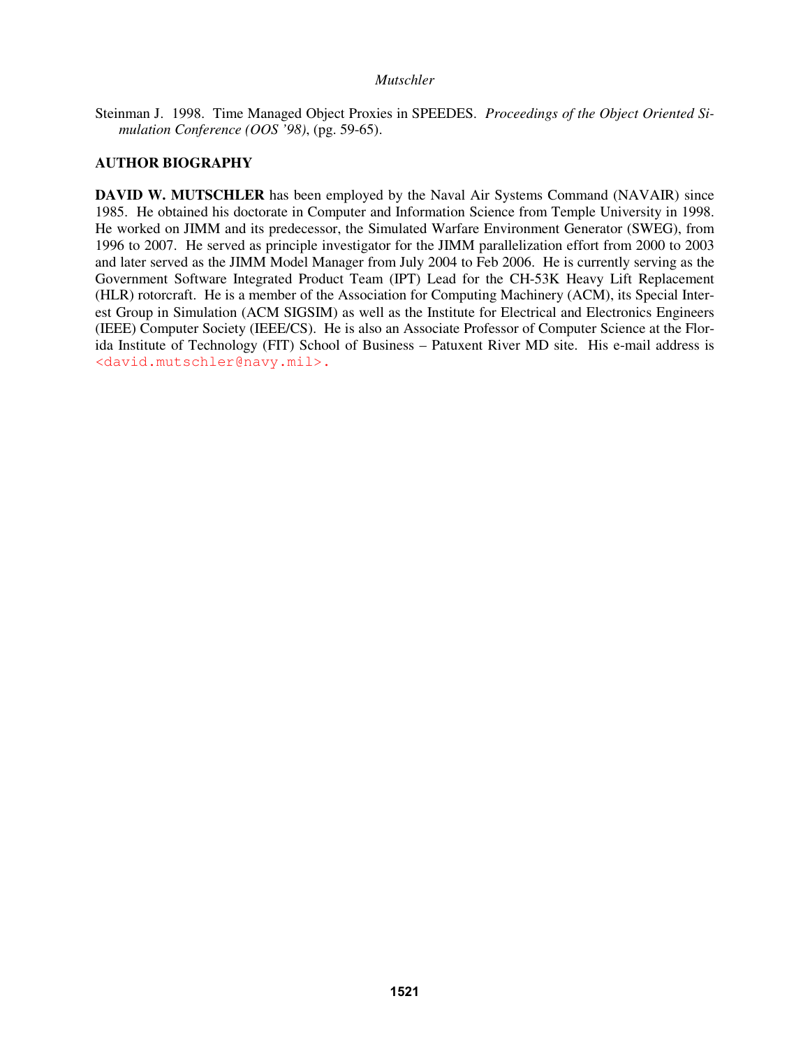Steinman J. 1998. Time Managed Object Proxies in SPEEDES. *Proceedings of the Object Oriented Simulation Conference (OOS '98)*, (pg. 59-65).

## AUTHOR BIOGRAPHY

**DAVID W. MUTSCHLER** has been employed by the Naval Air Systems Command (NAVAIR) since 1985. He obtained his doctorate in Computer and Information Science from Temple University in 1998. He worked on JIMM and its predecessor, the Simulated Warfare Environment Generator (SWEG), from 1996 to 2007. He served as principle investigator for the JIMM parallelization effort from 2000 to 2003 and later served as the JIMM Model Manager from July 2004 to Feb 2006. He is currently serving as the Government Software Integrated Product Team (IPT) Lead for the CH-53K Heavy Lift Replacement (HLR) rotorcraft. He is a member of the Association for Computing Machinery (ACM), its Special Interest Group in Simulation (ACM SIGSIM) as well as the Institute for Electrical and Electronics Engineers (IEEE) Computer Society (IEEE/CS). He is also an Associate Professor of Computer Science at the Florida Institute of Technology (FIT) School of Business – Patuxent River MD site. His e-mail address is <david.mutschler@navy.mil>.